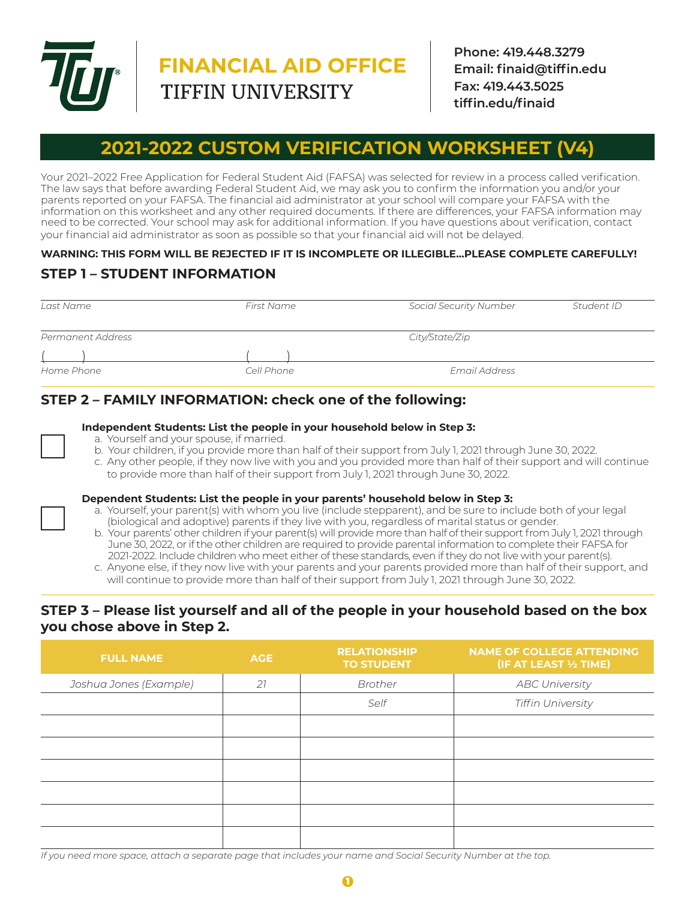# FINANCIAL AID OFFICE
TIFFIN UNIVERSITY

**Phone: 419.448.3279**
**Email: finaid@tiffin.edu**
**Fax: 419.443.5025**
**tiffin.edu/finaid**

## 2021-2022 CUSTOM VERIFICATION WORKSHEET (V4)

Your 2021–2022 Free Application for Federal Student Aid (FAFSA) was selected for review in a process called verification. The law says that before awarding Federal Student Aid, we may ask you to confirm the information you and/or your parents reported on your FAFSA. The financial aid administrator at your school will compare your FAFSA with the information on this worksheet and any other required documents. If there are differences, your FAFSA information may need to be corrected. Your school may ask for additional information. If you have questions about verification, contact your financial aid administrator as soon as possible so that your financial aid will not be delayed.

**WARNING: THIS FORM WILL BE REJECTED IF IT IS INCOMPLETE OR ILLEGIBLE…PLEASE COMPLETE CAREFULLY!**

### STEP 1 – STUDENT INFORMATION

*Last Name* ____ *First Name* ____ *Social Security Number* ____ *Student ID* ____

*Permanent Address* ____ *City/State/Zip* ____

( ) ____ ( ) ____

*Home Phone* ____ *Cell Phone* ____ *Email Address* ____

### STEP 2 – FAMILY INFORMATION: check one of the following:

☐ **Independent Students: List the people in your household below in Step 3:**

a. Yourself and your spouse, if married.
b. Your children, if you provide more than half of their support from July 1, 2021 through June 30, 2022.
c. Any other people, if they now live with you and you provided more than half of their support and will continue to provide more than half of their support from July 1, 2021 through June 30, 2022.

☐ **Dependent Students: List the people in your parents' household below in Step 3:**

a. Yourself, your parent(s) with whom you live (include stepparent), and be sure to include both of your legal (biological and adoptive) parents if they live with you, regardless of marital status or gender.
b. Your parents' other children if your parent(s) will provide more than half of their support from July 1, 2021 through June 30, 2022, or if the other children are required to provide parental information to complete their FAFSA for 2021-2022. Include children who meet either of these standards, even if they do not live with your parent(s).
c. Anyone else, if they now live with your parents and your parents provided more than half of their support, and will continue to provide more than half of their support from July 1, 2021 through June 30, 2022.

### STEP 3 – Please list yourself and all of the people in your household based on the box you chose above in Step 2.

| FULL NAME | AGE | RELATIONSHIP TO STUDENT | NAME OF COLLEGE ATTENDING (IF AT LEAST ½ TIME) |
|---|---|---|---|
| *Joshua Jones (Example)* | *21* | *Brother* | *ABC University* |
| | | *Self* | *Tiffin University* |
| | | | |
| | | | |
| | | | |
| | | | |
| | | | |
| | | | |

*If you need more space, attach a separate page that includes your name and Social Security Number at the top.*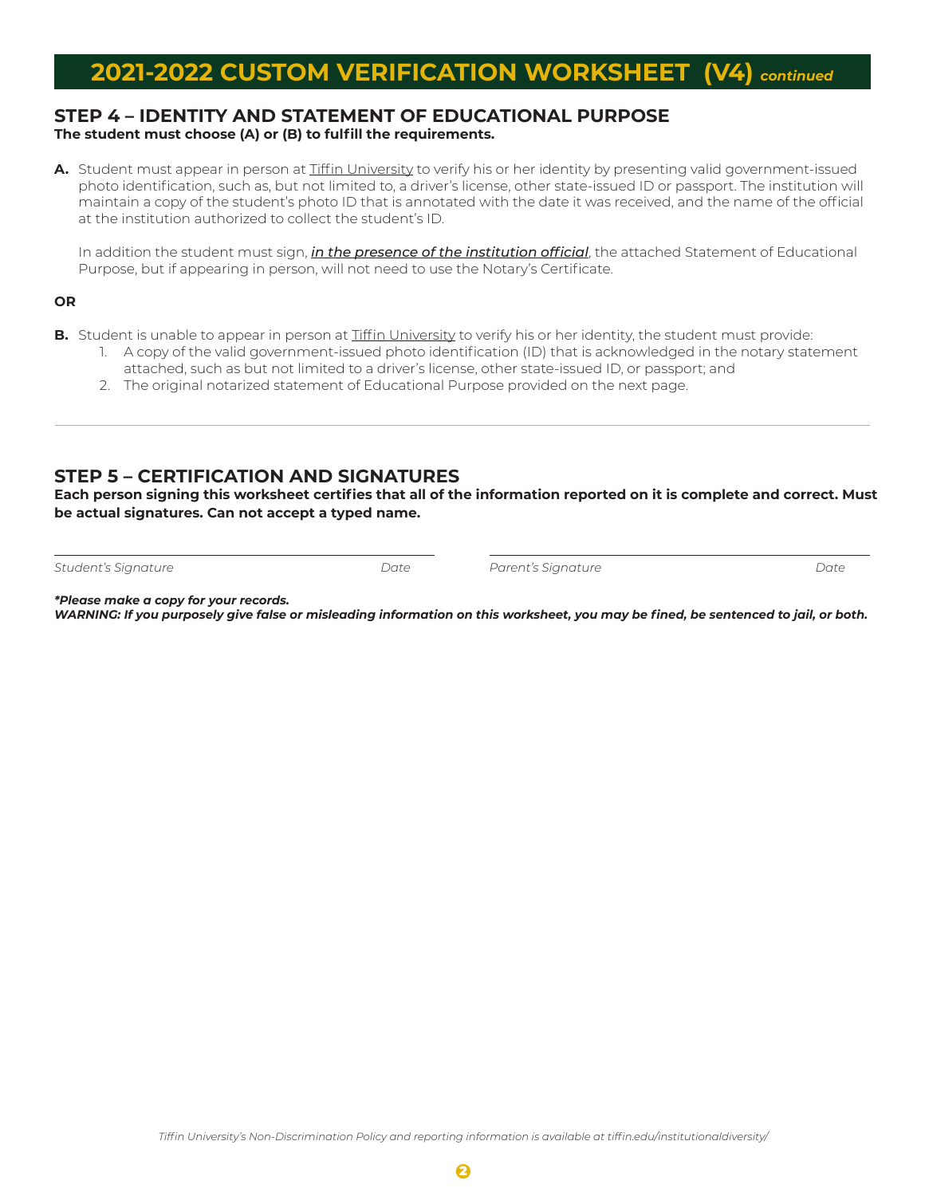# 2021-2022 CUSTOM VERIFICATION WORKSHEET (V4) *continued*

## STEP 4 – IDENTITY AND STATEMENT OF EDUCATIONAL PURPOSE

**The student must choose (A) or (B) to fulfill the requirements.**

**A.** Student must appear in person at Tiffin University to verify his or her identity by presenting valid government-issued photo identification, such as, but not limited to, a driver's license, other state-issued ID or passport. The institution will maintain a copy of the student's photo ID that is annotated with the date it was received, and the name of the official at the institution authorized to collect the student's ID.

In addition the student must sign, ***in the presence of the institution official***, the attached Statement of Educational Purpose, but if appearing in person, will not need to use the Notary's Certificate.

**OR**

**B.** Student is unable to appear in person at Tiffin University to verify his or her identity, the student must provide:

1. A copy of the valid government-issued photo identification (ID) that is acknowledged in the notary statement attached, such as but not limited to a driver's license, other state-issued ID, or passport; and
2. The original notarized statement of Educational Purpose provided on the next page.

---

## STEP 5 – CERTIFICATION AND SIGNATURES

**Each person signing this worksheet certifies that all of the information reported on it is complete and correct. Must be actual signatures. Can not accept a typed name.**

| | | | |
|---|---|---|---|
| *Student's Signature* | *Date* | *Parent's Signature* | *Date* |

***\*Please make a copy for your records.***

***WARNING: If you purposely give false or misleading information on this worksheet, you may be fined, be sentenced to jail, or both.***

*Tiffin University's Non-Discrimination Policy and reporting information is available at tiffin.edu/institutionaldiversity/*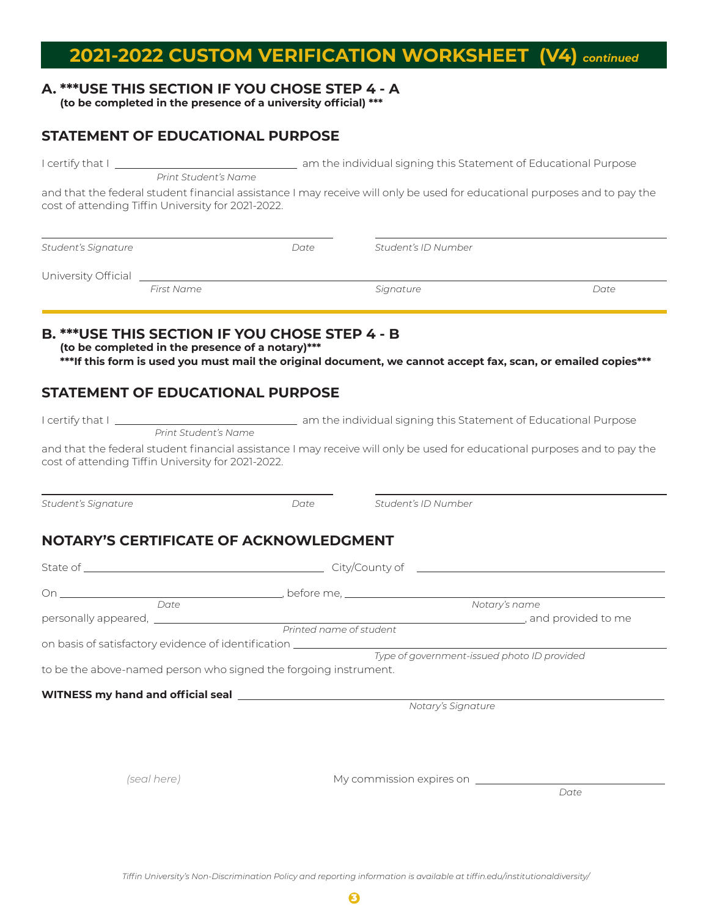# 2021-2022 CUSTOM VERIFICATION WORKSHEET (V4) *continued*

## A. ***USE THIS SECTION IF YOU CHOSE STEP 4 - A

**(to be completed in the presence of a university official) *****

## STATEMENT OF EDUCATIONAL PURPOSE

I certify that I \_\_\_\_\_\_\_\_\_\_\_\_\_\_\_\_\_\_\_\_\_\_\_\_\_\_\_\_\_\_ am the individual signing this Statement of Educational Purpose
*Print Student's Name*

and that the federal student financial assistance I may receive will only be used for educational purposes and to pay the cost of attending Tiffin University for 2021-2022.

\_\_\_\_\_\_\_\_\_\_\_\_\_\_\_\_\_\_\_\_\_\_\_\_\_\_\_\_\_\_ \_\_\_\_\_\_\_\_\_\_\_\_\_\_\_\_\_\_\_\_\_\_\_\_\_\_\_\_\_\_
*Student's Signature* *Date* *Student's ID Number*

University Official \_\_\_\_\_\_\_\_\_\_\_\_\_\_\_\_\_\_\_\_\_\_\_\_\_\_\_\_\_\_\_\_\_\_\_\_\_\_\_\_\_\_\_\_\_\_\_\_\_\_\_\_\_\_\_\_
*First Name* *Signature* *Date*

## B. ***USE THIS SECTION IF YOU CHOSE STEP 4 - B

**(to be completed in the presence of a notary)*****

*****If this form is used you must mail the original document, we cannot accept fax, scan, or emailed copies*****

## STATEMENT OF EDUCATIONAL PURPOSE

I certify that I \_\_\_\_\_\_\_\_\_\_\_\_\_\_\_\_\_\_\_\_\_\_\_\_\_\_\_\_\_\_ am the individual signing this Statement of Educational Purpose
*Print Student's Name*

and that the federal student financial assistance I may receive will only be used for educational purposes and to pay the cost of attending Tiffin University for 2021-2022.

\_\_\_\_\_\_\_\_\_\_\_\_\_\_\_\_\_\_\_\_\_\_\_\_\_\_\_\_\_\_ \_\_\_\_\_\_\_\_\_\_\_\_\_\_\_\_\_\_\_\_\_\_\_\_\_\_\_\_\_\_
*Student's Signature* *Date* *Student's ID Number*

## NOTARY'S CERTIFICATE OF ACKNOWLEDGMENT

State of \_\_\_\_\_\_\_\_\_\_\_\_\_\_\_\_\_\_\_\_\_\_\_\_\_\_\_\_\_\_ City/County of \_\_\_\_\_\_\_\_\_\_\_\_\_\_\_\_\_\_\_\_\_\_\_\_\_\_\_\_\_\_

On \_\_\_\_\_\_\_\_\_\_\_\_\_\_\_\_\_\_\_\_\_\_\_\_\_\_\_\_\_\_, before me, \_\_\_\_\_\_\_\_\_\_\_\_\_\_\_\_\_\_\_\_\_\_\_\_\_\_\_\_\_\_
*Date* *Notary's name*

personally appeared, \_\_\_\_\_\_\_\_\_\_\_\_\_\_\_\_\_\_\_\_\_\_\_\_\_\_\_\_\_\_, and provided to me
*Printed name of student*

on basis of satisfactory evidence of identification \_\_\_\_\_\_\_\_\_\_\_\_\_\_\_\_\_\_\_\_\_\_\_\_\_\_\_\_\_\_
*Type of government-issued photo ID provided*

to be the above-named person who signed the forgoing instrument.

**WITNESS my hand and official seal** \_\_\_\_\_\_\_\_\_\_\_\_\_\_\_\_\_\_\_\_\_\_\_\_\_\_\_\_\_\_
*Notary's Signature*

*(seal here)* My commission expires on \_\_\_\_\_\_\_\_\_\_\_\_\_\_\_\_\_\_\_\_
*Date*

*Tiffin University's Non-Discrimination Policy and reporting information is available at tiffin.edu/institutionaldiversity/*